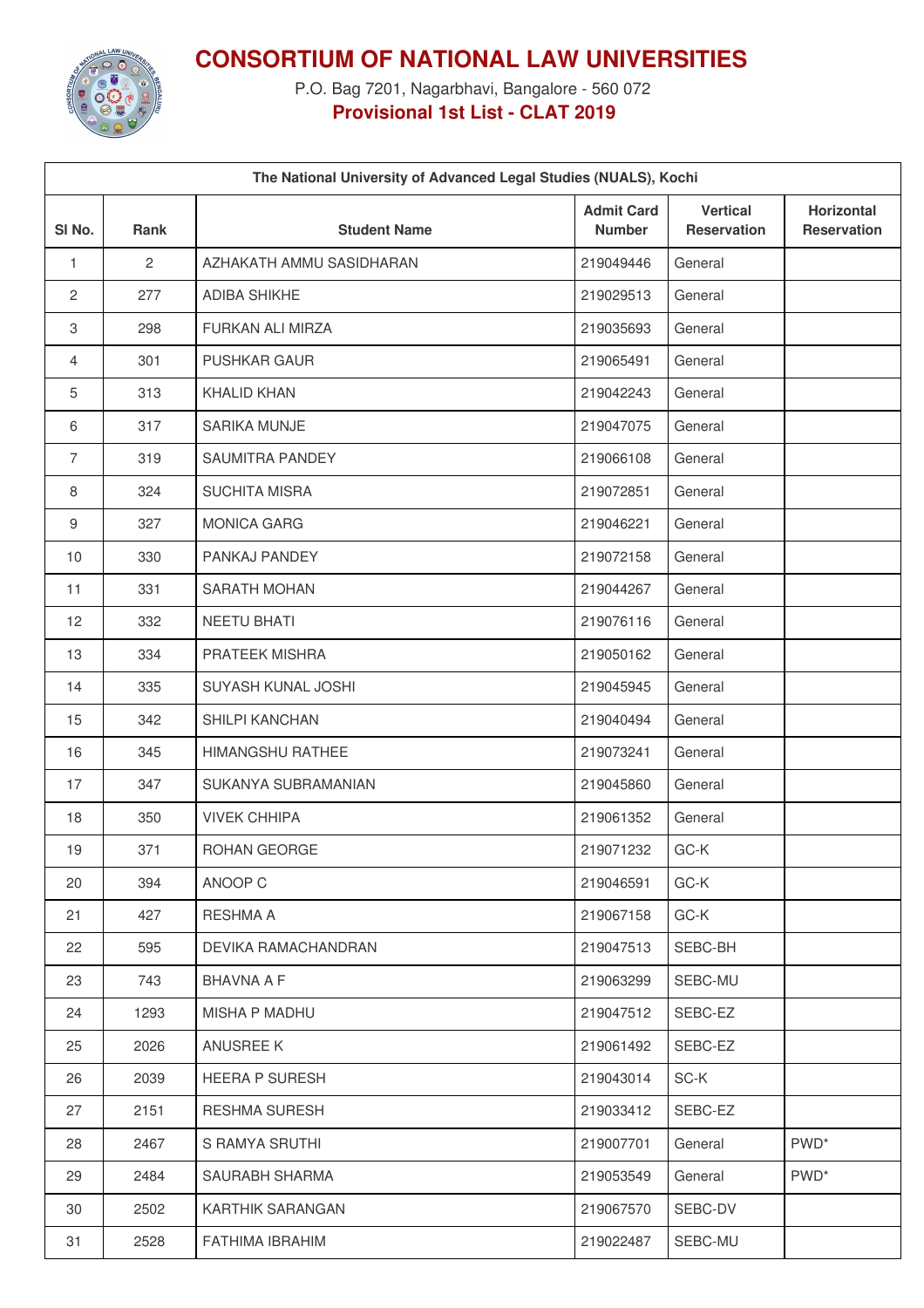# CONSORTIUM OF NATIONAL LAW UNIVERSITIES

P.O. Bag 7201, Nagarbhavi, Bangalore - 560 072

**Provisional 1st List - CLAT 2019**

| The National University of Advanced Legal Studies (NUALS), Kochi | | | | | |
|---|---|---|---|---|---|
| **Sl No.** | **Rank** | **Student Name** | **Admit Card Number** | **Vertical Reservation** | **Horizontal Reservation** |
| 1 | 2 | AZHAKATH AMMU SASIDHARAN | 219049446 | General | |
| 2 | 277 | ADIBA SHIKHE | 219029513 | General | |
| 3 | 298 | FURKAN ALI MIRZA | 219035693 | General | |
| 4 | 301 | PUSHKAR GAUR | 219065491 | General | |
| 5 | 313 | KHALID KHAN | 219042243 | General | |
| 6 | 317 | SARIKA MUNJE | 219047075 | General | |
| 7 | 319 | SAUMITRA PANDEY | 219066108 | General | |
| 8 | 324 | SUCHITA MISRA | 219072851 | General | |
| 9 | 327 | MONICA GARG | 219046221 | General | |
| 10 | 330 | PANKAJ PANDEY | 219072158 | General | |
| 11 | 331 | SARATH MOHAN | 219044267 | General | |
| 12 | 332 | NEETU BHATI | 219076116 | General | |
| 13 | 334 | PRATEEK MISHRA | 219050162 | General | |
| 14 | 335 | SUYASH KUNAL JOSHI | 219045945 | General | |
| 15 | 342 | SHILPI KANCHAN | 219040494 | General | |
| 16 | 345 | HIMANGSHU RATHEE | 219073241 | General | |
| 17 | 347 | SUKANYA SUBRAMANIAN | 219045860 | General | |
| 18 | 350 | VIVEK CHHIPA | 219061352 | General | |
| 19 | 371 | ROHAN GEORGE | 219071232 | GC-K | |
| 20 | 394 | ANOOP C | 219046591 | GC-K | |
| 21 | 427 | RESHMA A | 219067158 | GC-K | |
| 22 | 595 | DEVIKA RAMACHANDRAN | 219047513 | SEBC-BH | |
| 23 | 743 | BHAVNA A F | 219063299 | SEBC-MU | |
| 24 | 1293 | MISHA P MADHU | 219047512 | SEBC-EZ | |
| 25 | 2026 | ANUSREE K | 219061492 | SEBC-EZ | |
| 26 | 2039 | HEERA P SURESH | 219043014 | SC-K | |
| 27 | 2151 | RESHMA SURESH | 219033412 | SEBC-EZ | |
| 28 | 2467 | S RAMYA SRUTHI | 219007701 | General | PWD* |
| 29 | 2484 | SAURABH SHARMA | 219053549 | General | PWD* |
| 30 | 2502 | KARTHIK SARANGAN | 219067570 | SEBC-DV | |
| 31 | 2528 | FATHIMA IBRAHIM | 219022487 | SEBC-MU | |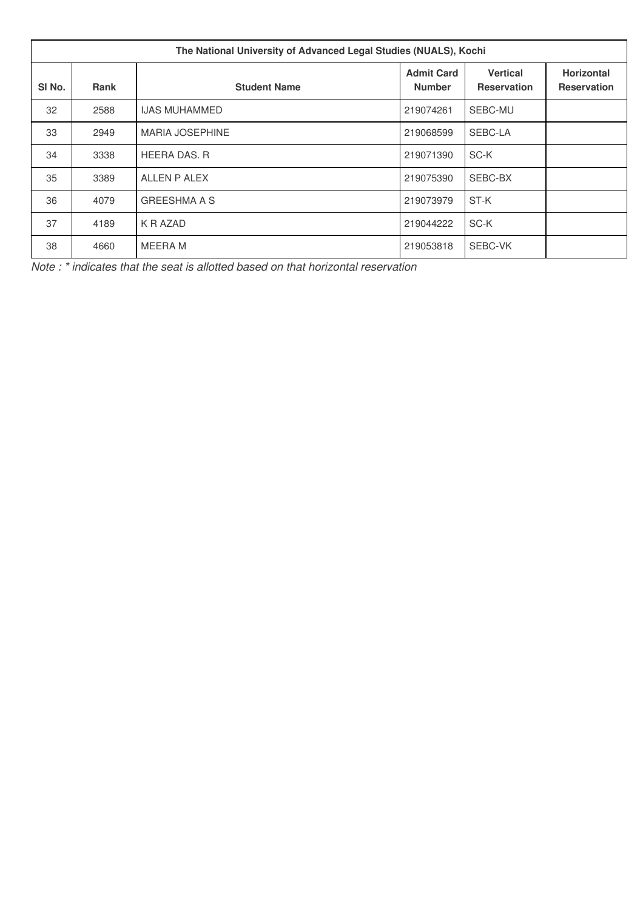| The National University of Advanced Legal Studies (NUALS), Kochi | | | | | |
|---|---|---|---|---|---|
| Sl No. | Rank | Student Name | Admit Card Number | Vertical Reservation | Horizontal Reservation |
| 32 | 2588 | IJAS MUHAMMED | 219074261 | SEBC-MU | |
| 33 | 2949 | MARIA JOSEPHINE | 219068599 | SEBC-LA | |
| 34 | 3338 | HEERA DAS. R | 219071390 | SC-K | |
| 35 | 3389 | ALLEN P ALEX | 219075390 | SEBC-BX | |
| 36 | 4079 | GREESHMA A S | 219073979 | ST-K | |
| 37 | 4189 | K R AZAD | 219044222 | SC-K | |
| 38 | 4660 | MEERA M | 219053818 | SEBC-VK | |

*Note : * indicates that the seat is allotted based on that horizontal reservation*